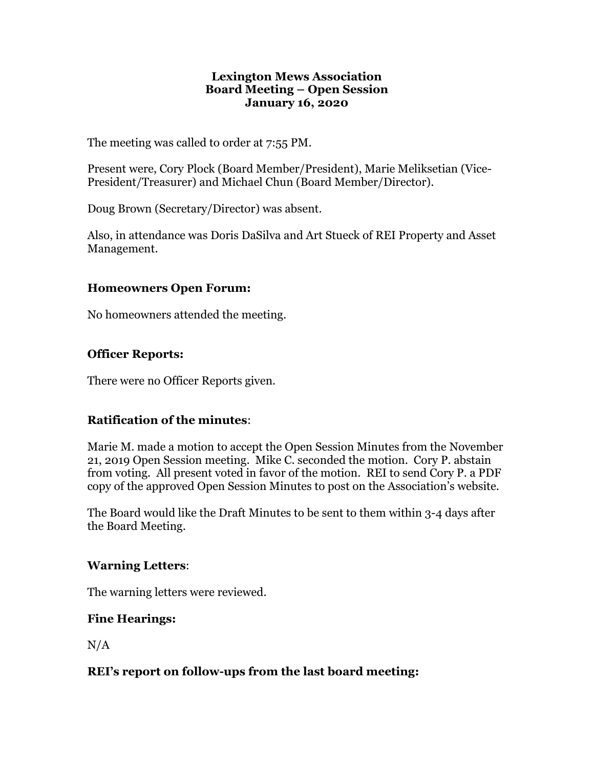**Lexington Mews Association**
**Board Meeting – Open Session**
**January 16, 2020**

The meeting was called to order at 7:55 PM.

Present were, Cory Plock (Board Member/President), Marie Meliksetian (Vice-President/Treasurer) and Michael Chun (Board Member/Director).

Doug Brown (Secretary/Director) was absent.

Also, in attendance was Doris DaSilva and Art Stueck of REI Property and Asset Management.

## Homeowners Open Forum:

No homeowners attended the meeting.

## Officer Reports:

There were no Officer Reports given.

## Ratification of the minutes:

Marie M. made a motion to accept the Open Session Minutes from the November 21, 2019 Open Session meeting. Mike C. seconded the motion. Cory P. abstain from voting. All present voted in favor of the motion. REI to send Cory P. a PDF copy of the approved Open Session Minutes to post on the Association's website.

The Board would like the Draft Minutes to be sent to them within 3-4 days after the Board Meeting.

## Warning Letters:

The warning letters were reviewed.

## Fine Hearings:

N/A

## REI's report on follow-ups from the last board meeting: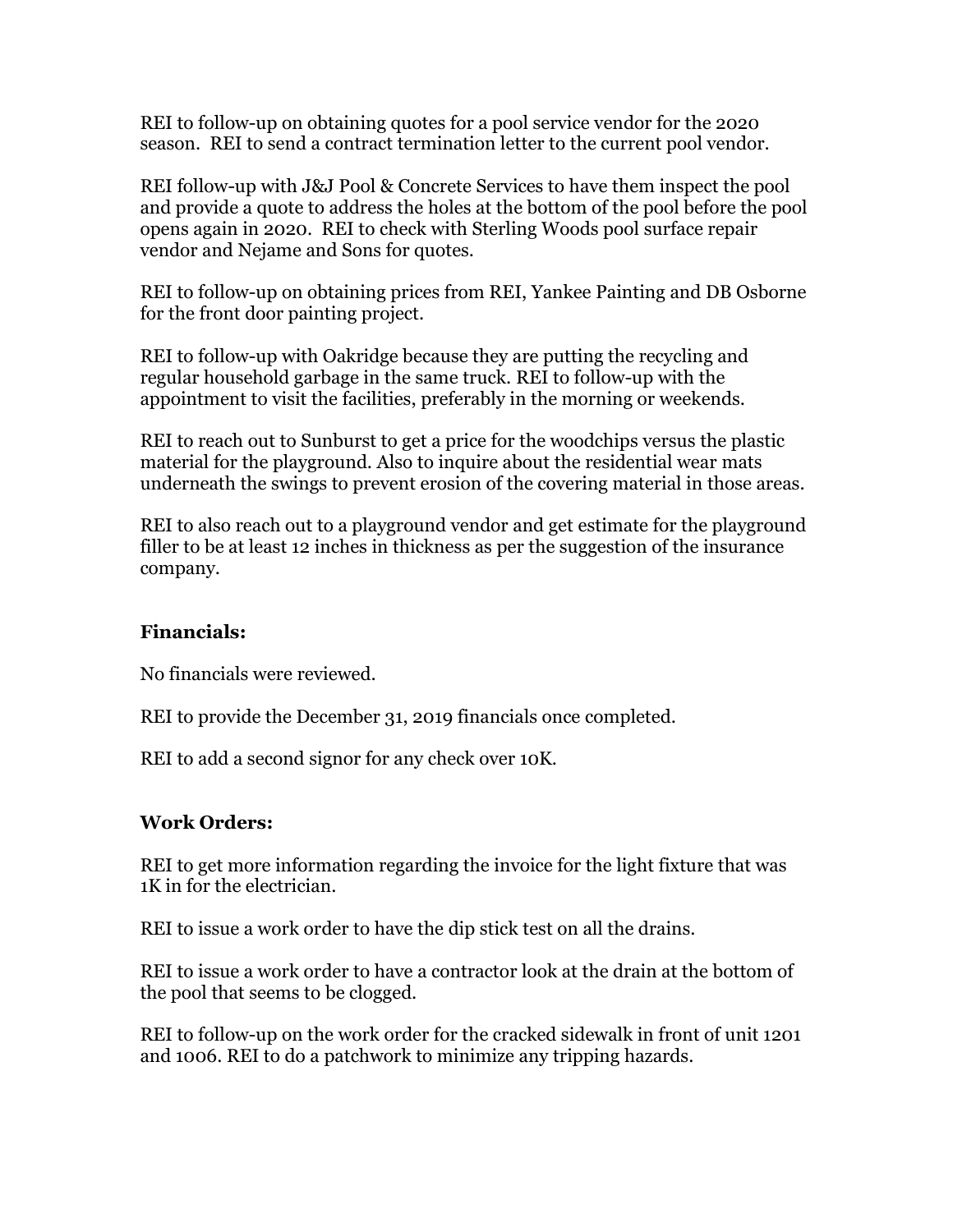REI to follow-up on obtaining quotes for a pool service vendor for the 2020 season. REI to send a contract termination letter to the current pool vendor.

REI follow-up with J&J Pool & Concrete Services to have them inspect the pool and provide a quote to address the holes at the bottom of the pool before the pool opens again in 2020. REI to check with Sterling Woods pool surface repair vendor and Nejame and Sons for quotes.

REI to follow-up on obtaining prices from REI, Yankee Painting and DB Osborne for the front door painting project.

REI to follow-up with Oakridge because they are putting the recycling and regular household garbage in the same truck. REI to follow-up with the appointment to visit the facilities, preferably in the morning or weekends.

REI to reach out to Sunburst to get a price for the woodchips versus the plastic material for the playground. Also to inquire about the residential wear mats underneath the swings to prevent erosion of the covering material in those areas.

REI to also reach out to a playground vendor and get estimate for the playground filler to be at least 12 inches in thickness as per the suggestion of the insurance company.

**Financials:**

No financials were reviewed.

REI to provide the December 31, 2019 financials once completed.

REI to add a second signor for any check over 10K.

**Work Orders:**

REI to get more information regarding the invoice for the light fixture that was 1K in for the electrician.

REI to issue a work order to have the dip stick test on all the drains.

REI to issue a work order to have a contractor look at the drain at the bottom of the pool that seems to be clogged.

REI to follow-up on the work order for the cracked sidewalk in front of unit 1201 and 1006. REI to do a patchwork to minimize any tripping hazards.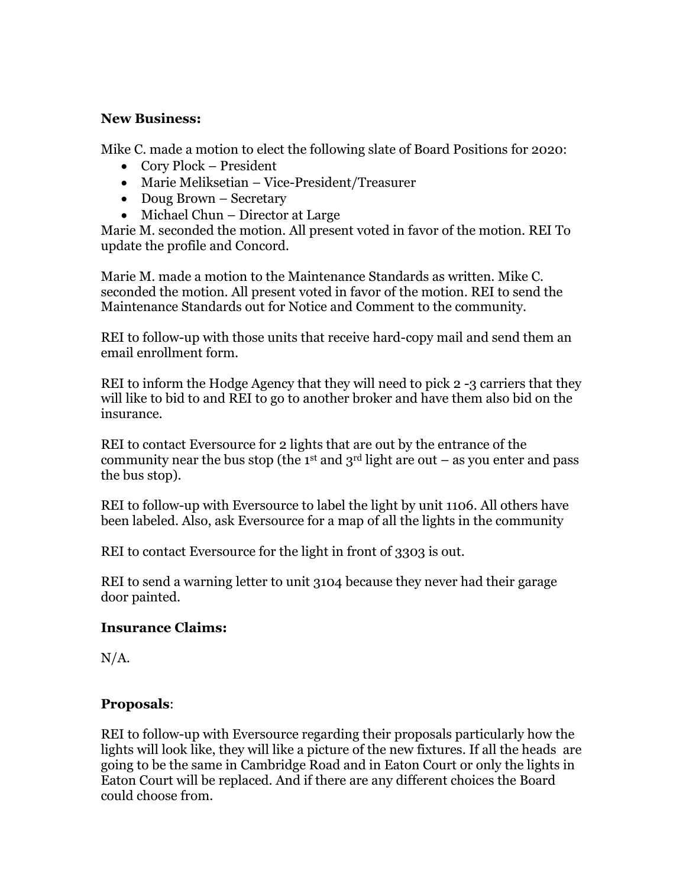**New Business:**

Mike C. made a motion to elect the following slate of Board Positions for 2020:

- Cory Plock – President
- Marie Meliksetian – Vice-President/Treasurer
- Doug Brown – Secretary
- Michael Chun – Director at Large

Marie M. seconded the motion. All present voted in favor of the motion. REI To update the profile and Concord.

Marie M. made a motion to the Maintenance Standards as written. Mike C. seconded the motion. All present voted in favor of the motion. REI to send the Maintenance Standards out for Notice and Comment to the community.

REI to follow-up with those units that receive hard-copy mail and send them an email enrollment form.

REI to inform the Hodge Agency that they will need to pick 2 -3 carriers that they will like to bid to and REI to go to another broker and have them also bid on the insurance.

REI to contact Eversource for 2 lights that are out by the entrance of the community near the bus stop (the 1st and 3rd light are out – as you enter and pass the bus stop).

REI to follow-up with Eversource to label the light by unit 1106. All others have been labeled. Also, ask Eversource for a map of all the lights in the community

REI to contact Eversource for the light in front of 3303 is out.

REI to send a warning letter to unit 3104 because they never had their garage door painted.

**Insurance Claims:**

N/A.

**Proposals**:

REI to follow-up with Eversource regarding their proposals particularly how the lights will look like, they will like a picture of the new fixtures. If all the heads are going to be the same in Cambridge Road and in Eaton Court or only the lights in Eaton Court will be replaced. And if there are any different choices the Board could choose from.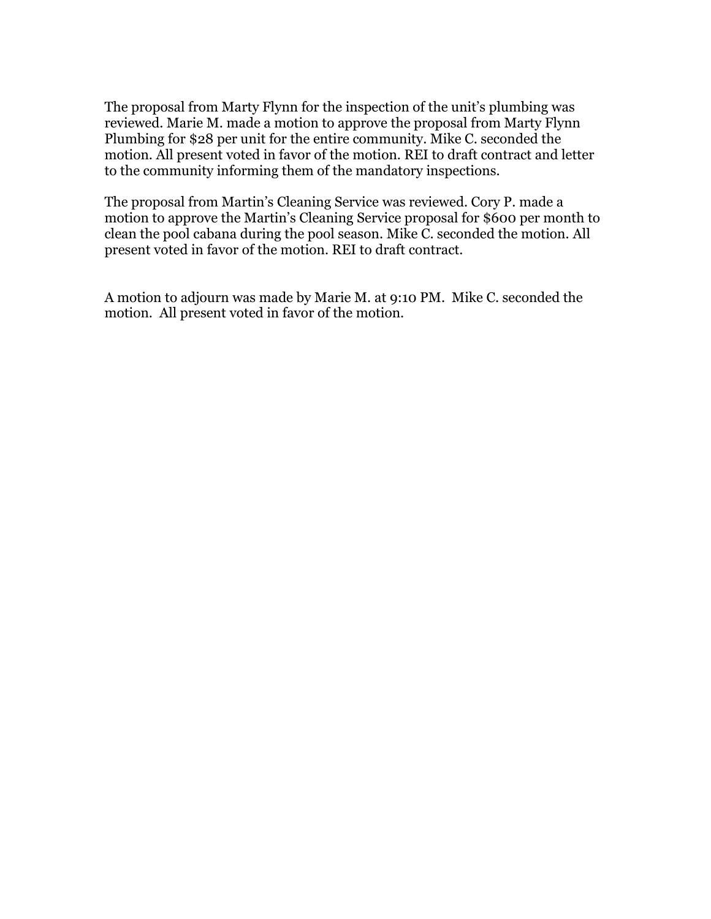The proposal from Marty Flynn for the inspection of the unit's plumbing was reviewed. Marie M. made a motion to approve the proposal from Marty Flynn Plumbing for $28 per unit for the entire community. Mike C. seconded the motion. All present voted in favor of the motion. REI to draft contract and letter to the community informing them of the mandatory inspections.

The proposal from Martin's Cleaning Service was reviewed. Cory P. made a motion to approve the Martin's Cleaning Service proposal for $600 per month to clean the pool cabana during the pool season. Mike C. seconded the motion. All present voted in favor of the motion. REI to draft contract.

A motion to adjourn was made by Marie M. at 9:10 PM. Mike C. seconded the motion. All present voted in favor of the motion.